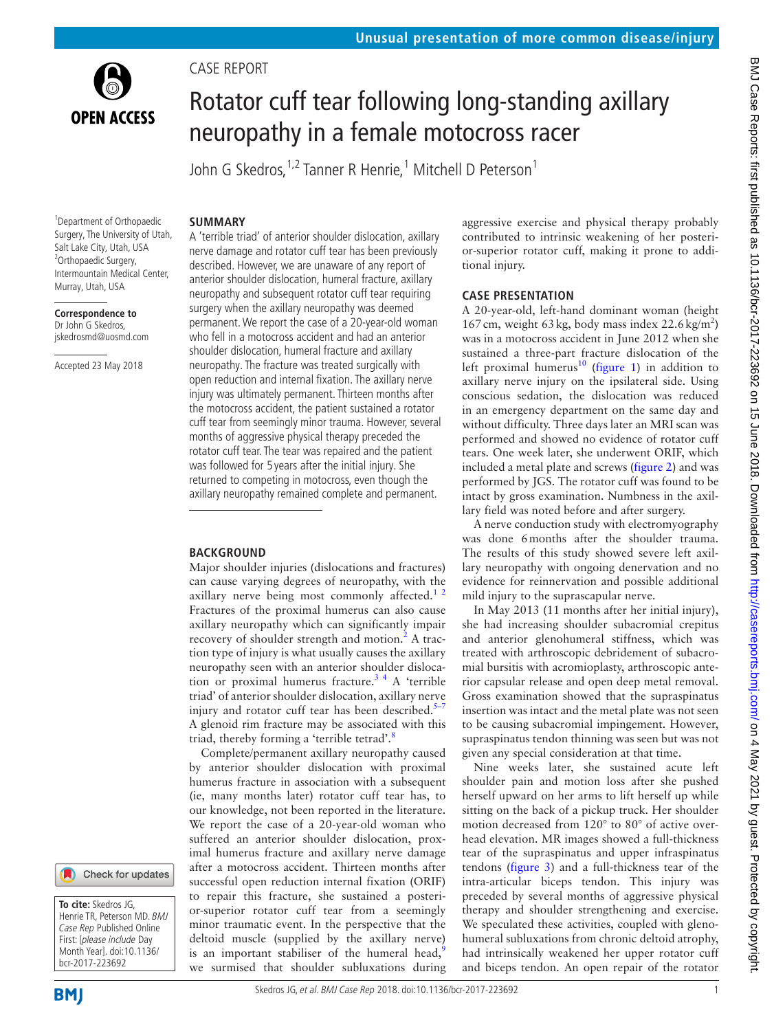Unusual presentation of more common disease/injury

CASE REPORT

# Rotator cuff tear following long-standing axillary neuropathy in a female motocross racer

John G Skedros,[1,2] Tanner R Henrie,[1] Mitchell D Peterson[1]

[1]Department of Orthopaedic Surgery, The University of Utah, Salt Lake City, Utah, USA
[2]Orthopaedic Surgery, Intermountain Medical Center, Murray, Utah, USA

**Correspondence to**
Dr John G Skedros, jskedrosmd@uosmd.com

Accepted 23 May 2018

**To cite:** Skedros JG, Henrie TR, Peterson MD. *BMJ Case Rep* Published Online First: [*please include* Day Month Year]. doi:10.1136/bcr-2017-223692

## SUMMARY

A 'terrible triad' of anterior shoulder dislocation, axillary nerve damage and rotator cuff tear has been previously described. However, we are unaware of any report of anterior shoulder dislocation, humeral fracture, axillary neuropathy and subsequent rotator cuff tear requiring surgery when the axillary neuropathy was deemed permanent. We report the case of a 20-year-old woman who fell in a motocross accident and had an anterior shoulder dislocation, humeral fracture and axillary neuropathy. The fracture was treated surgically with open reduction and internal fixation. The axillary nerve injury was ultimately permanent. Thirteen months after the motocross accident, the patient sustained a rotator cuff tear from seemingly minor trauma. However, several months of aggressive physical therapy preceded the rotator cuff tear. The tear was repaired and the patient was followed for 5 years after the initial injury. She returned to competing in motocross, even though the axillary neuropathy remained complete and permanent.

## BACKGROUND

Major shoulder injuries (dislocations and fractures) can cause varying degrees of neuropathy, with the axillary nerve being most commonly affected.[1,2] Fractures of the proximal humerus can also cause axillary neuropathy which can significantly impair recovery of shoulder strength and motion.[2] A traction type of injury is what usually causes the axillary neuropathy seen with an anterior shoulder dislocation or proximal humerus fracture.[3,4] A 'terrible triad' of anterior shoulder dislocation, axillary nerve injury and rotator cuff tear has been described.[5–7] A glenoid rim fracture may be associated with this triad, thereby forming a 'terrible tetrad'.[8]

Complete/permanent axillary neuropathy caused by anterior shoulder dislocation with proximal humerus fracture in association with a subsequent (ie, many months later) rotator cuff tear has, to our knowledge, not been reported in the literature. We report the case of a 20-year-old woman who suffered an anterior shoulder dislocation, proximal humerus fracture and axillary nerve damage after a motocross accident. Thirteen months after successful open reduction internal fixation (ORIF) to repair this fracture, she sustained a posterior-superior rotator cuff tear from a seemingly minor traumatic event. In the perspective that the deltoid muscle (supplied by the axillary nerve) is an important stabiliser of the humeral head,[9] we surmised that shoulder subluxations during aggressive exercise and physical therapy probably contributed to intrinsic weakening of her posterior-superior rotator cuff, making it prone to additional injury.

## CASE PRESENTATION

A 20-year-old, left-hand dominant woman (height 167 cm, weight 63 kg, body mass index 22.6 $kg/m^2$) was in a motocross accident in June 2012 when she sustained a three-part fracture dislocation of the left proximal humerus[10] (figure 1) in addition to axillary nerve injury on the ipsilateral side. Using conscious sedation, the dislocation was reduced in an emergency department on the same day and without difficulty. Three days later an MRI scan was performed and showed no evidence of rotator cuff tears. One week later, she underwent ORIF, which included a metal plate and screws (figure 2) and was performed by JGS. The rotator cuff was found to be intact by gross examination. Numbness in the axillary field was noted before and after surgery.

A nerve conduction study with electromyography was done 6 months after the shoulder trauma. The results of this study showed severe left axillary neuropathy with ongoing denervation and no evidence for reinnervation and possible additional mild injury to the suprascapular nerve.

In May 2013 (11 months after her initial injury), she had increasing shoulder subacromial crepitus and anterior glenohumeral stiffness, which was treated with arthroscopic debridement of subacromial bursitis with acromioplasty, arthroscopic anterior capsular release and open deep metal removal. Gross examination showed that the supraspinatus insertion was intact and the metal plate was not seen to be causing subacromial impingement. However, supraspinatus tendon thinning was seen but was not given any special consideration at that time.

Nine weeks later, she sustained acute left shoulder pain and motion loss after she pushed herself upward on her arms to lift herself up while sitting on the back of a pickup truck. Her shoulder motion decreased from 120° to 80° of active overhead elevation. MR images showed a full-thickness tear of the supraspinatus and upper infraspinatus tendons (figure 3) and a full-thickness tear of the intra-articular biceps tendon. This injury was preceded by several months of aggressive physical therapy and shoulder strengthening and exercise. We speculated these activities, coupled with glenohumeral subluxations from chronic deltoid atrophy, had intrinsically weakened her upper rotator cuff and biceps tendon. An open repair of the rotator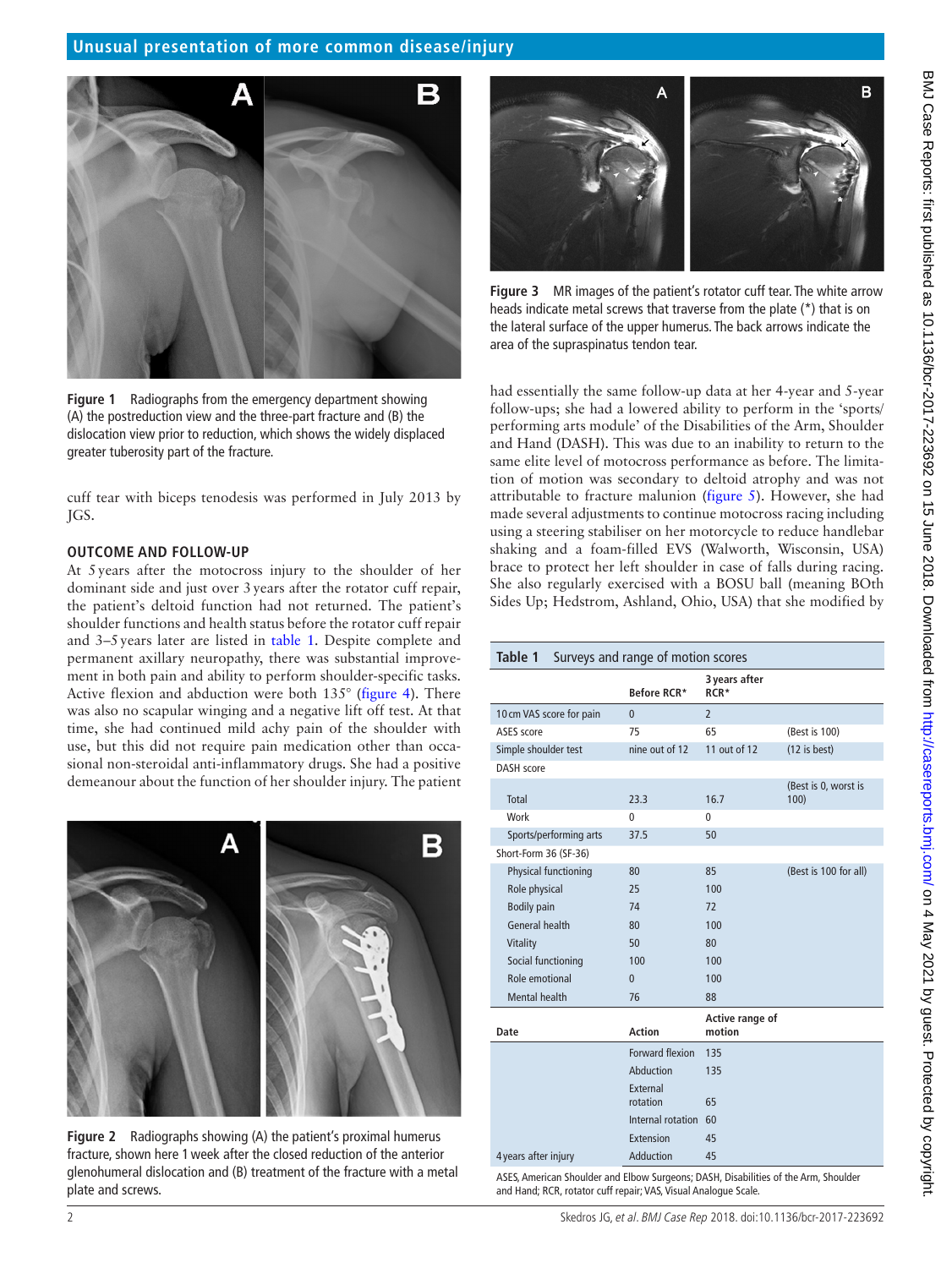Figure 1 Radiographs from the emergency department showing (A) the postreduction view and the three-part fracture and (B) the dislocation view prior to reduction, which shows the widely displaced greater tuberosity part of the fracture.

cuff tear with biceps tenodesis was performed in July 2013 by JGS.

## OUTCOME AND FOLLOW-UP

At 5 years after the motocross injury to the shoulder of her dominant side and just over 3 years after the rotator cuff repair, the patient's deltoid function had not returned. The patient's shoulder functions and health status before the rotator cuff repair and 3–5 years later are listed in table 1. Despite complete and permanent axillary neuropathy, there was substantial improvement in both pain and ability to perform shoulder-specific tasks. Active flexion and abduction were both 135° (figure 4). There was also no scapular winging and a negative lift off test. At that time, she had continued mild achy pain of the shoulder with use, but this did not require pain medication other than occasional non-steroidal anti-inflammatory drugs. She had a positive demeanour about the function of her shoulder injury. The patient had essentially the same follow-up data at her 4-year and 5-year follow-ups; she had a lowered ability to perform in the 'sports/performing arts module' of the Disabilities of the Arm, Shoulder and Hand (DASH). This was due to an inability to return to the same elite level of motocross performance as before. The limitation of motion was secondary to deltoid atrophy and was not attributable to fracture malunion (figure 5). However, she had made several adjustments to continue motocross racing including using a steering stabiliser on her motorcycle to reduce handlebar shaking and a foam-filled EVS (Walworth, Wisconsin, USA) brace to protect her left shoulder in case of falls during racing. She also regularly exercised with a BOSU ball (meaning BOth Sides Up; Hedstrom, Ashland, Ohio, USA) that she modified by

Figure 2 Radiographs showing (A) the patient's proximal humerus fracture, shown here 1 week after the closed reduction of the anterior glenohumeral dislocation and (B) treatment of the fracture with a metal plate and screws.

Figure 3 MR images of the patient's rotator cuff tear. The white arrow heads indicate metal screws that traverse from the plate (*) that is on the lateral surface of the upper humerus. The back arrows indicate the area of the supraspinatus tendon tear.

**Table 1** Surveys and range of motion scores

| | Before RCR* | 3 years after RCR* | |
|---|---|---|---|
| 10 cm VAS score for pain | 0 | 2 | |
| ASES score | 75 | 65 | (Best is 100) |
| Simple shoulder test | nine out of 12 | 11 out of 12 | (12 is best) |
| DASH score | | | |
| Total | 23.3 | 16.7 | (Best is 0, worst is 100) |
| Work | 0 | 0 | |
| Sports/performing arts | 37.5 | 50 | |
| Short-Form 36 (SF-36) | | | |
| Physical functioning | 80 | 85 | (Best is 100 for all) |
| Role physical | 25 | 100 | |
| Bodily pain | 74 | 72 | |
| General health | 80 | 100 | |
| Vitality | 50 | 80 | |
| Social functioning | 100 | 100 | |
| Role emotional | 0 | 100 | |
| Mental health | 76 | 88 | |
| **Date** | **Action** | **Active range of motion** | |
| | Forward flexion | 135 | |
| | Abduction | 135 | |
| | External rotation | 65 | |
| | Internal rotation | 60 | |
| | Extension | 45 | |
| 4 years after injury | Adduction | 45 | |

ASES, American Shoulder and Elbow Surgeons; DASH, Disabilities of the Arm, Shoulder and Hand; RCR, rotator cuff repair; VAS, Visual Analogue Scale.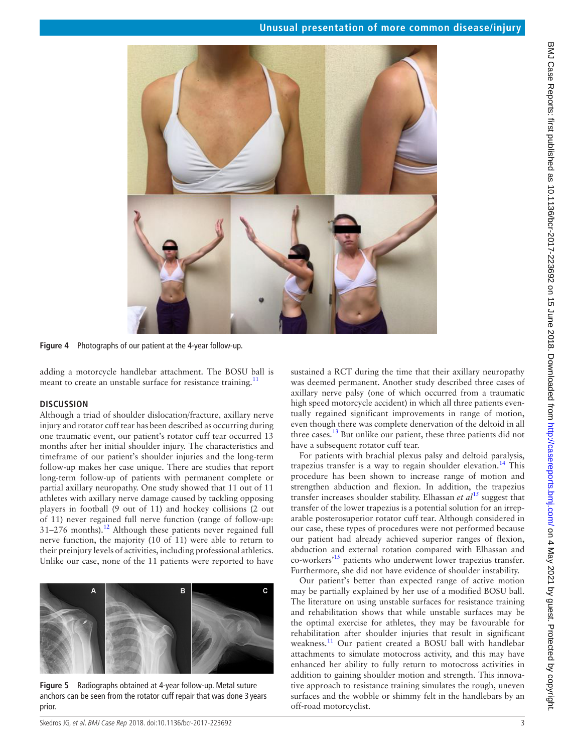Figure 4 Photographs of our patient at the 4-year follow-up.

adding a motorcycle handlebar attachment. The BOSU ball is meant to create an unstable surface for resistance training.[11]

## DISCUSSION

Although a triad of shoulder dislocation/fracture, axillary nerve injury and rotator cuff tear has been described as occurring during one traumatic event, our patient's rotator cuff tear occurred 13 months after her initial shoulder injury. The characteristics and timeframe of our patient's shoulder injuries and the long-term follow-up makes her case unique. There are studies that report long-term follow-up of patients with permanent complete or partial axillary neuropathy. One study showed that 11 out of 11 athletes with axillary nerve damage caused by tackling opposing players in football (9 out of 11) and hockey collisions (2 out of 11) never regained full nerve function (range of follow-up: 31–276 months).[12] Although these patients never regained full nerve function, the majority (10 of 11) were able to return to their preinjury levels of activities, including professional athletics. Unlike our case, none of the 11 patients were reported to have sustained a RCT during the time that their axillary neuropathy was deemed permanent. Another study described three cases of axillary nerve palsy (one of which occurred from a traumatic high speed motorcycle accident) in which all three patients eventually regained significant improvements in range of motion, even though there was complete denervation of the deltoid in all three cases.[13] But unlike our patient, these three patients did not have a subsequent rotator cuff tear.

For patients with brachial plexus palsy and deltoid paralysis, trapezius transfer is a way to regain shoulder elevation.[14] This procedure has been shown to increase range of motion and strengthen abduction and flexion. In addition, the trapezius transfer increases shoulder stability. Elhassan *et al*[15] suggest that transfer of the lower trapezius is a potential solution for an irreparable posterosuperior rotator cuff tear. Although considered in our case, these types of procedures were not performed because our patient had already achieved superior ranges of flexion, abduction and external rotation compared with Elhassan and co-workers'[15] patients who underwent lower trapezius transfer. Furthermore, she did not have evidence of shoulder instability.

Our patient's better than expected range of active motion may be partially explained by her use of a modified BOSU ball. The literature on using unstable surfaces for resistance training and rehabilitation shows that while unstable surfaces may be the optimal exercise for athletes, they may be favourable for rehabilitation after shoulder injuries that result in significant weakness.[11] Our patient created a BOSU ball with handlebar attachments to simulate motocross activity, and this may have enhanced her ability to fully return to motocross activities in addition to gaining shoulder motion and strength. This innovative approach to resistance training simulates the rough, uneven surfaces and the wobble or shimmy felt in the handlebars by an off-road motorcyclist.

Figure 5 Radiographs obtained at 4-year follow-up. Metal suture anchors can be seen from the rotator cuff repair that was done 3 years prior.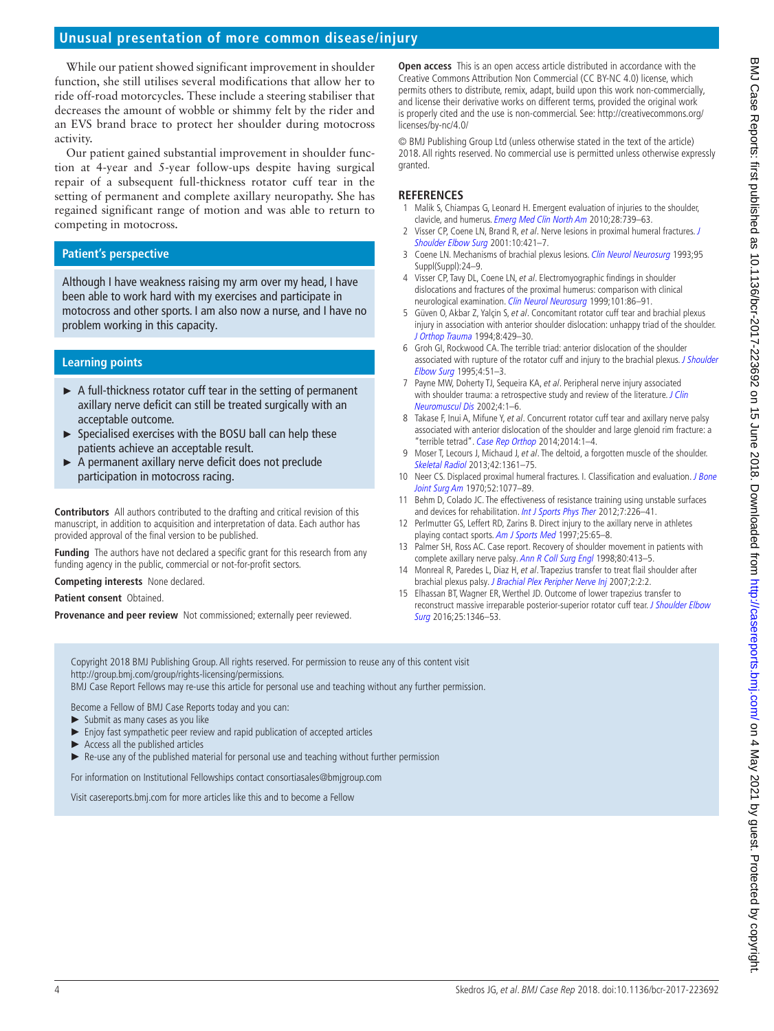While our patient showed significant improvement in shoulder function, she still utilises several modifications that allow her to ride off-road motorcycles. These include a steering stabiliser that decreases the amount of wobble or shimmy felt by the rider and an EVS brand brace to protect her shoulder during motocross activity.

Our patient gained substantial improvement in shoulder function at 4-year and 5-year follow-ups despite having surgical repair of a subsequent full-thickness rotator cuff tear in the setting of permanent and complete axillary neuropathy. She has regained significant range of motion and was able to return to competing in motocross.

## Patient's perspective

Although I have weakness raising my arm over my head, I have been able to work hard with my exercises and participate in motocross and other sports. I am also now a nurse, and I have no problem working in this capacity.

## Learning points

- A full-thickness rotator cuff tear in the setting of permanent axillary nerve deficit can still be treated surgically with an acceptable outcome.
- Specialised exercises with the BOSU ball can help these patients achieve an acceptable result.
- A permanent axillary nerve deficit does not preclude participation in motocross racing.

**Contributors** All authors contributed to the drafting and critical revision of this manuscript, in addition to acquisition and interpretation of data. Each author has provided approval of the final version to be published.

**Funding** The authors have not declared a specific grant for this research from any funding agency in the public, commercial or not-for-profit sectors.

**Competing interests** None declared.

**Patient consent** Obtained.

**Provenance and peer review** Not commissioned; externally peer reviewed.

**Open access** This is an open access article distributed in accordance with the Creative Commons Attribution Non Commercial (CC BY-NC 4.0) license, which permits others to distribute, remix, adapt, build upon this work non-commercially, and license their derivative works on different terms, provided the original work is properly cited and the use is non-commercial. See: http://creativecommons.org/licenses/by-nc/4.0/

© BMJ Publishing Group Ltd (unless otherwise stated in the text of the article) 2018. All rights reserved. No commercial use is permitted unless otherwise expressly granted.

## REFERENCES

1. Malik S, Chiampas G, Leonard H. Emergent evaluation of injuries to the shoulder, clavicle, and humerus. *Emerg Med Clin North Am* 2010;28:739–63.
2. Visser CP, Coene LN, Brand R, *et al*. Nerve lesions in proximal humeral fractures. *J Shoulder Elbow Surg* 2001:10:421–7.
3. Coene LN. Mechanisms of brachial plexus lesions. *Clin Neurol Neurosurg* 1993;95 Suppl(Suppl):24–9.
4. Visser CP, Tavy DL, Coene LN, *et al*. Electromyographic findings in shoulder dislocations and fractures of the proximal humerus: comparison with clinical neurological examination. *Clin Neurol Neurosurg* 1999;101:86–91.
5. Güven O, Akbar Z, Yalçin S, *et al*. Concomitant rotator cuff tear and brachial plexus injury in association with anterior shoulder dislocation: unhappy triad of the shoulder. *J Orthop Trauma* 1994;8:429–30.
6. Groh GI, Rockwood CA. The terrible triad: anterior dislocation of the shoulder associated with rupture of the rotator cuff and injury to the brachial plexus. *J Shoulder Elbow Surg* 1995;4:51–3.
7. Payne MW, Doherty TJ, Sequeira KA, *et al*. Peripheral nerve injury associated with shoulder trauma: a retrospective study and review of the literature. *J Clin Neuromuscul Dis* 2002;4:1–6.
8. Takase F, Inui A, Mifune Y, *et al*. Concurrent rotator cuff tear and axillary nerve palsy associated with anterior dislocation of the shoulder and large glenoid rim fracture: a "terrible tetrad". *Case Rep Orthop* 2014;2014:1–4.
9. Moser T, Lecours J, Michaud J, *et al*. The deltoid, a forgotten muscle of the shoulder. *Skeletal Radiol* 2013;42:1361–75.
10. Neer CS. Displaced proximal humeral fractures. I. Classification and evaluation. *J Bone Joint Surg Am* 1970;52:1077–89.
11. Behm D, Colado JC. The effectiveness of resistance training using unstable surfaces and devices for rehabilitation. *Int J Sports Phys Ther* 2012;7:226–41.
12. Perlmutter GS, Leffert RD, Zarins B. Direct injury to the axillary nerve in athletes playing contact sports. *Am J Sports Med* 1997;25:65–8.
13. Palmer SH, Ross AC. Case report. Recovery of shoulder movement in patients with complete axillary nerve palsy. *Ann R Coll Surg Engl* 1998;80:413–5.
14. Monreal R, Paredes L, Diaz H, *et al*. Trapezius transfer to treat flail shoulder after brachial plexus palsy. *J Brachial Plex Peripher Nerve Inj* 2007;2:2:2.
15. Elhassan BT, Wagner ER, Werthel JD. Outcome of lower trapezius transfer to reconstruct massive irreparable posterior-superior rotator cuff tear. *J Shoulder Elbow Surg* 2016;25:1346–53.

Copyright 2018 BMJ Publishing Group. All rights reserved. For permission to reuse any of this content visit http://group.bmj.com/group/rights-licensing/permissions.
BMJ Case Report Fellows may re-use this article for personal use and teaching without any further permission.

Become a Fellow of BMJ Case Reports today and you can:

- Submit as many cases as you like
- Enjoy fast sympathetic peer review and rapid publication of accepted articles
- Access all the published articles
- Re-use any of the published material for personal use and teaching without further permission

For information on Institutional Fellowships contact consortiasales@bmjgroup.com

Visit casereports.bmj.com for more articles like this and to become a Fellow